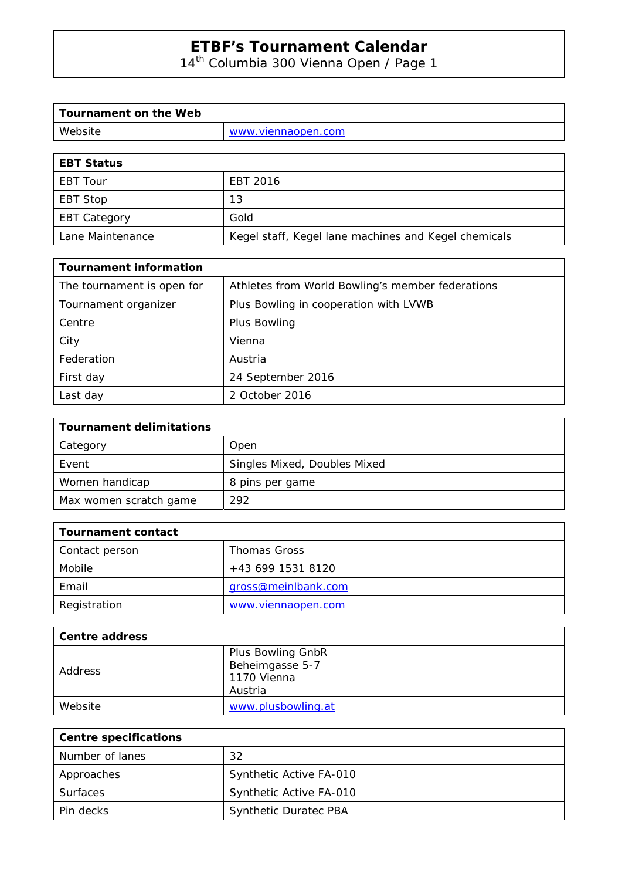# ETBF's Tournament Calendar

14th Columbia 300 Vienna Open / Page 1

| Tournament on the Web | |
|---|---|
| Website | www.viennaopen.com |

| EBT Status | |
|---|---|
| EBT Tour | EBT 2016 |
| EBT Stop | 13 |
| EBT Category | Gold |
| Lane Maintenance | Kegel staff, Kegel lane machines and Kegel chemicals |

| Tournament information | |
|---|---|
| The tournament is open for | Athletes from World Bowling's member federations |
| Tournament organizer | Plus Bowling in cooperation with LVWB |
| Centre | Plus Bowling |
| City | Vienna |
| Federation | Austria |
| First day | 24 September 2016 |
| Last day | 2 October 2016 |

| Tournament delimitations | |
|---|---|
| Category | Open |
| Event | Singles Mixed, Doubles Mixed |
| Women handicap | 8 pins per game |
| Max women scratch game | 292 |

| Tournament contact | |
|---|---|
| Contact person | Thomas Gross |
| Mobile | +43 699 1531 8120 |
| Email | gross@meinlbank.com |
| Registration | www.viennaopen.com |

| Centre address | |
|---|---|
| Address | Plus Bowling GnbR<br>Beheimgasse 5-7<br>1170 Vienna<br>Austria |
| Website | www.plusbowling.at |

| Centre specifications | |
|---|---|
| Number of lanes | 32 |
| Approaches | Synthetic Active FA-010 |
| Surfaces | Synthetic Active FA-010 |
| Pin decks | Synthetic Duratec PBA |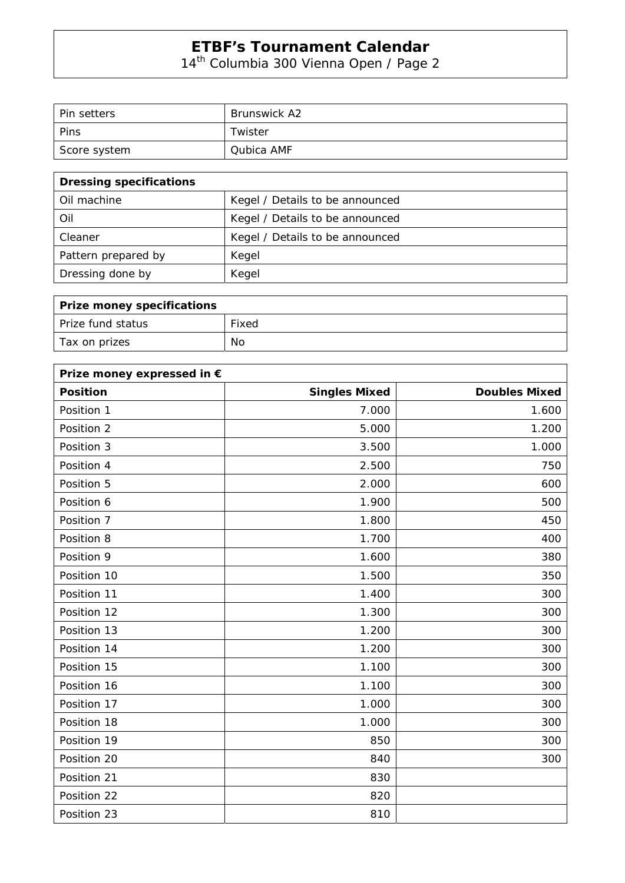# ETBF's Tournament Calendar

14th Columbia 300 Vienna Open / Page 2

| | |
|---|---|
| Pin setters | Brunswick A2 |
| Pins | Twister |
| Score system | Qubica AMF |

| **Dressing specifications** | |
|---|---|
| Oil machine | Kegel / Details to be announced |
| Oil | Kegel / Details to be announced |
| Cleaner | Kegel / Details to be announced |
| Pattern prepared by | Kegel |
| Dressing done by | Kegel |

| **Prize money specifications** | |
|---|---|
| Prize fund status | Fixed |
| Tax on prizes | No |

| **Prize money expressed in €** | | |
|---|---:|---:|
| **Position** | **Singles Mixed** | **Doubles Mixed** |
| Position 1 | 7.000 | 1.600 |
| Position 2 | 5.000 | 1.200 |
| Position 3 | 3.500 | 1.000 |
| Position 4 | 2.500 | 750 |
| Position 5 | 2.000 | 600 |
| Position 6 | 1.900 | 500 |
| Position 7 | 1.800 | 450 |
| Position 8 | 1.700 | 400 |
| Position 9 | 1.600 | 380 |
| Position 10 | 1.500 | 350 |
| Position 11 | 1.400 | 300 |
| Position 12 | 1.300 | 300 |
| Position 13 | 1.200 | 300 |
| Position 14 | 1.200 | 300 |
| Position 15 | 1.100 | 300 |
| Position 16 | 1.100 | 300 |
| Position 17 | 1.000 | 300 |
| Position 18 | 1.000 | 300 |
| Position 19 | 850 | 300 |
| Position 20 | 840 | 300 |
| Position 21 | 830 | |
| Position 22 | 820 | |
| Position 23 | 810 | |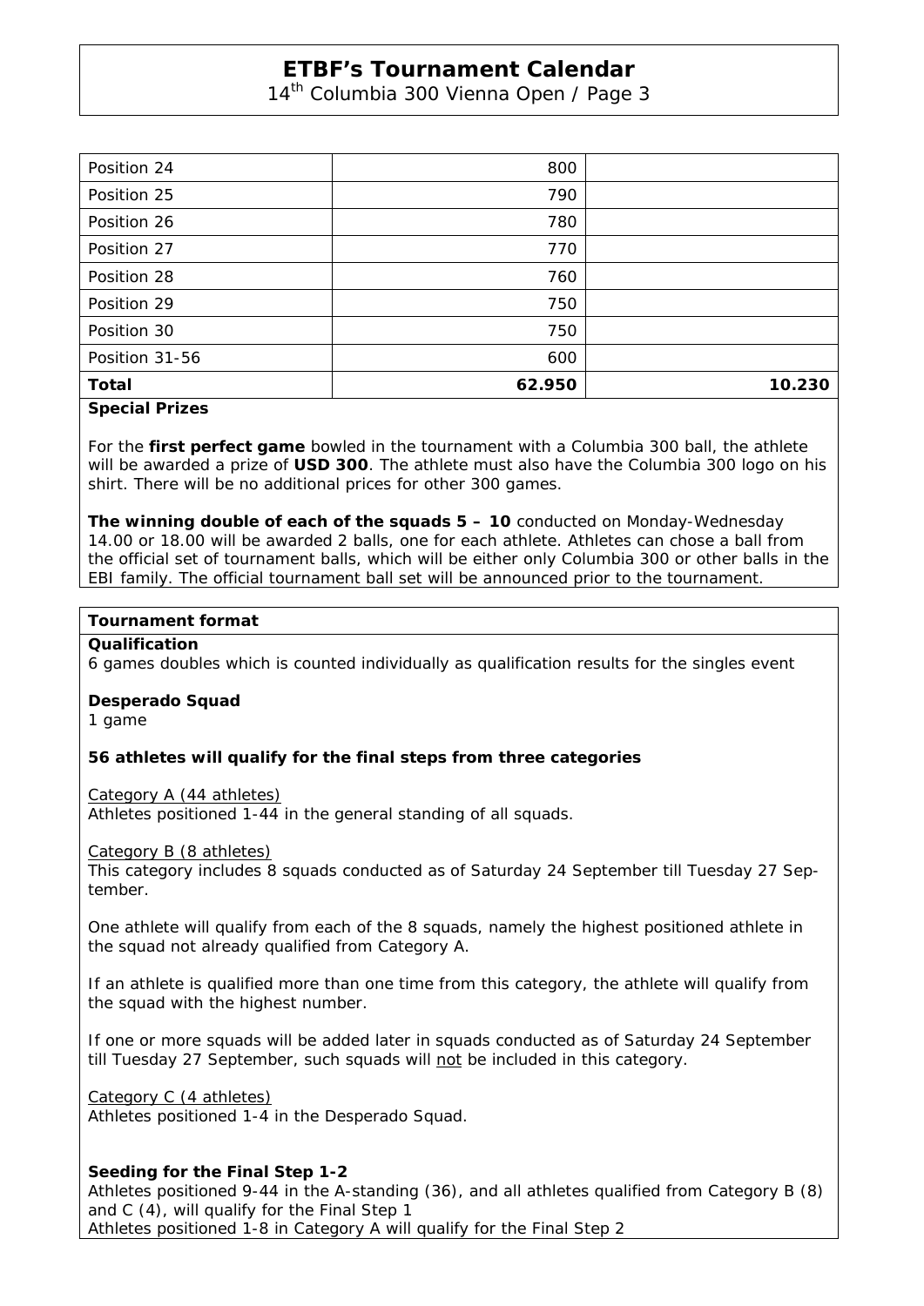| | | |
|---|---|---|
| Position 24 | 800 | |
| Position 25 | 790 | |
| Position 26 | 780 | |
| Position 27 | 770 | |
| Position 28 | 760 | |
| Position 29 | 750 | |
| Position 30 | 750 | |
| Position 31-56 | 600 | |
| **Total** | **62.950** | **10.230** |

**Special Prizes**

For the **first perfect game** bowled in the tournament with a Columbia 300 ball, the athlete will be awarded a prize of **USD 300**. The athlete must also have the Columbia 300 logo on his shirt. There will be no additional prices for other 300 games.

**The winning double of each of the squads 5 – 10** conducted on Monday-Wednesday 14.00 or 18.00 will be awarded 2 balls, one for each athlete. Athletes can chose a ball from the official set of tournament balls, which will be either only Columbia 300 or other balls in the EBI family. The official tournament ball set will be announced prior to the tournament.

## Tournament format

**Qualification**

6 games doubles which is counted individually as qualification results for the singles event

**Desperado Squad**

1 game

**56 athletes will qualify for the final steps from three categories**

Category A (44 athletes)

Athletes positioned 1-44 in the general standing of all squads.

Category B (8 athletes)

This category includes 8 squads conducted as of Saturday 24 September till Tuesday 27 September.

One athlete will qualify from each of the 8 squads, namely the highest positioned athlete in the squad not already qualified from Category A.

If an athlete is qualified more than one time from this category, the athlete will qualify from the squad with the highest number.

If one or more squads will be added later in squads conducted as of Saturday 24 September till Tuesday 27 September, such squads will not be included in this category.

Category C (4 athletes)

Athletes positioned 1-4 in the Desperado Squad.

**Seeding for the Final Step 1-2**

Athletes positioned 9-44 in the A-standing (36), and all athletes qualified from Category B (8) and C (4), will qualify for the Final Step 1

Athletes positioned 1-8 in Category A will qualify for the Final Step 2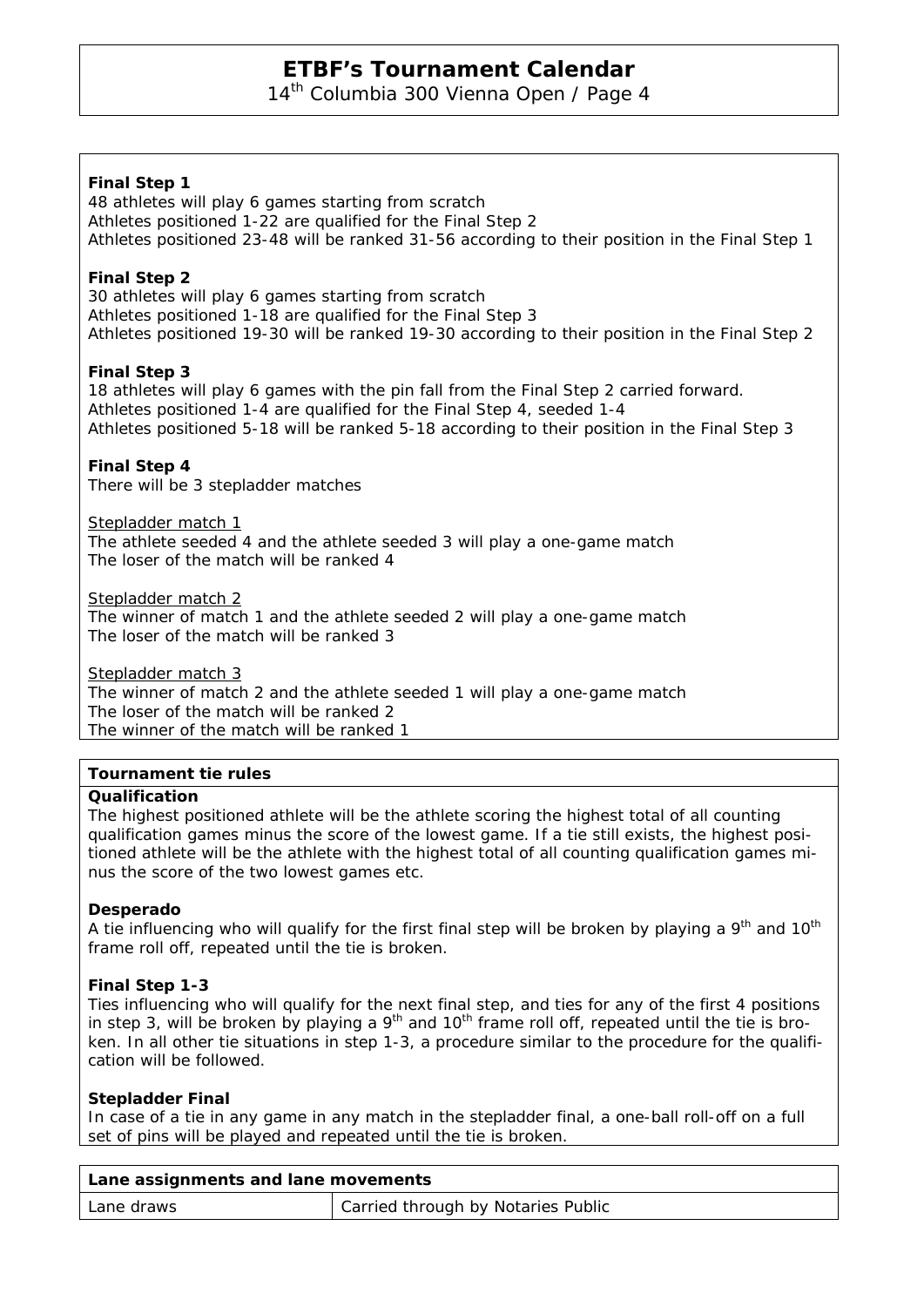**Final Step 1**

48 athletes will play 6 games starting from scratch
Athletes positioned 1-22 are qualified for the Final Step 2
Athletes positioned 23-48 will be ranked 31-56 according to their position in the Final Step 1

**Final Step 2**

30 athletes will play 6 games starting from scratch
Athletes positioned 1-18 are qualified for the Final Step 3
Athletes positioned 19-30 will be ranked 19-30 according to their position in the Final Step 2

**Final Step 3**

18 athletes will play 6 games with the pin fall from the Final Step 2 carried forward.
Athletes positioned 1-4 are qualified for the Final Step 4, seeded 1-4
Athletes positioned 5-18 will be ranked 5-18 according to their position in the Final Step 3

**Final Step 4**

There will be 3 stepladder matches

Stepladder match 1
The athlete seeded 4 and the athlete seeded 3 will play a one-game match
The loser of the match will be ranked 4

Stepladder match 2
The winner of match 1 and the athlete seeded 2 will play a one-game match
The loser of the match will be ranked 3

Stepladder match 3
The winner of match 2 and the athlete seeded 1 will play a one-game match
The loser of the match will be ranked 2
The winner of the match will be ranked 1

**Tournament tie rules**

**Qualification**

The highest positioned athlete will be the athlete scoring the highest total of all counting qualification games minus the score of the lowest game. If a tie still exists, the highest positioned athlete will be the athlete with the highest total of all counting qualification games minus the score of the two lowest games etc.

**Desperado**

A tie influencing who will qualify for the first final step will be broken by playing a 9th and 10th frame roll off, repeated until the tie is broken.

**Final Step 1-3**

Ties influencing who will qualify for the next final step, and ties for any of the first 4 positions in step 3, will be broken by playing a 9th and 10th frame roll off, repeated until the tie is broken. In all other tie situations in step 1-3, a procedure similar to the procedure for the qualification will be followed.

**Stepladder Final**

In case of a tie in any game in any match in the stepladder final, a one-ball roll-off on a full set of pins will be played and repeated until the tie is broken.

| **Lane assignments and lane movements** | |
|---|---|
| Lane draws | Carried through by Notaries Public |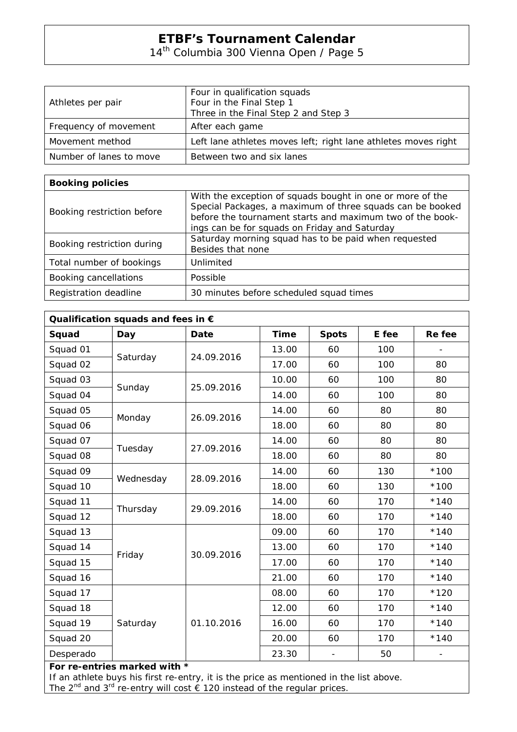| Athletes per pair | Four in qualification squads<br>Four in the Final Step 1<br>Three in the Final Step 2 and Step 3 |
|---|---|
| Frequency of movement | After each game |
| Movement method | Left lane athletes moves left; right lane athletes moves right |
| Number of lanes to move | Between two and six lanes |

| **Booking policies** | |
|---|---|
| Booking restriction before | With the exception of squads bought in one or more of the Special Packages, a maximum of three squads can be booked before the tournament starts and maximum two of the bookings can be for squads on Friday and Saturday |
| Booking restriction during | Saturday morning squad has to be paid when requested<br>Besides that none |
| Total number of bookings | Unlimited |
| Booking cancellations | Possible |
| Registration deadline | 30 minutes before scheduled squad times |

**Qualification squads and fees in €**

| Squad | Day | Date | Time | Spots | E fee | Re fee |
|---|---|---|---|---|---|---|
| Squad 01 | Saturday | 24.09.2016 | 13.00 | 60 | 100 | - |
| Squad 02 | | | 17.00 | 60 | 100 | 80 |
| Squad 03 | Sunday | 25.09.2016 | 10.00 | 60 | 100 | 80 |
| Squad 04 | | | 14.00 | 60 | 100 | 80 |
| Squad 05 | Monday | 26.09.2016 | 14.00 | 60 | 80 | 80 |
| Squad 06 | | | 18.00 | 60 | 80 | 80 |
| Squad 07 | Tuesday | 27.09.2016 | 14.00 | 60 | 80 | 80 |
| Squad 08 | | | 18.00 | 60 | 80 | 80 |
| Squad 09 | Wednesday | 28.09.2016 | 14.00 | 60 | 130 | *100 |
| Squad 10 | | | 18.00 | 60 | 130 | *100 |
| Squad 11 | Thursday | 29.09.2016 | 14.00 | 60 | 170 | *140 |
| Squad 12 | | | 18.00 | 60 | 170 | *140 |
| Squad 13 | Friday | 30.09.2016 | 09.00 | 60 | 170 | *140 |
| Squad 14 | | | 13.00 | 60 | 170 | *140 |
| Squad 15 | | | 17.00 | 60 | 170 | *140 |
| Squad 16 | | | 21.00 | 60 | 170 | *140 |
| Squad 17 | Saturday | 01.10.2016 | 08.00 | 60 | 170 | *120 |
| Squad 18 | | | 12.00 | 60 | 170 | *140 |
| Squad 19 | | | 16.00 | 60 | 170 | *140 |
| Squad 20 | | | 20.00 | 60 | 170 | *140 |
| Desperado | | | 23.30 | - | 50 | - |

**For re-entries marked with ***

If an athlete buys his first re-entry, it is the price as mentioned in the list above.
The 2nd and 3rd re-entry will cost € 120 instead of the regular prices.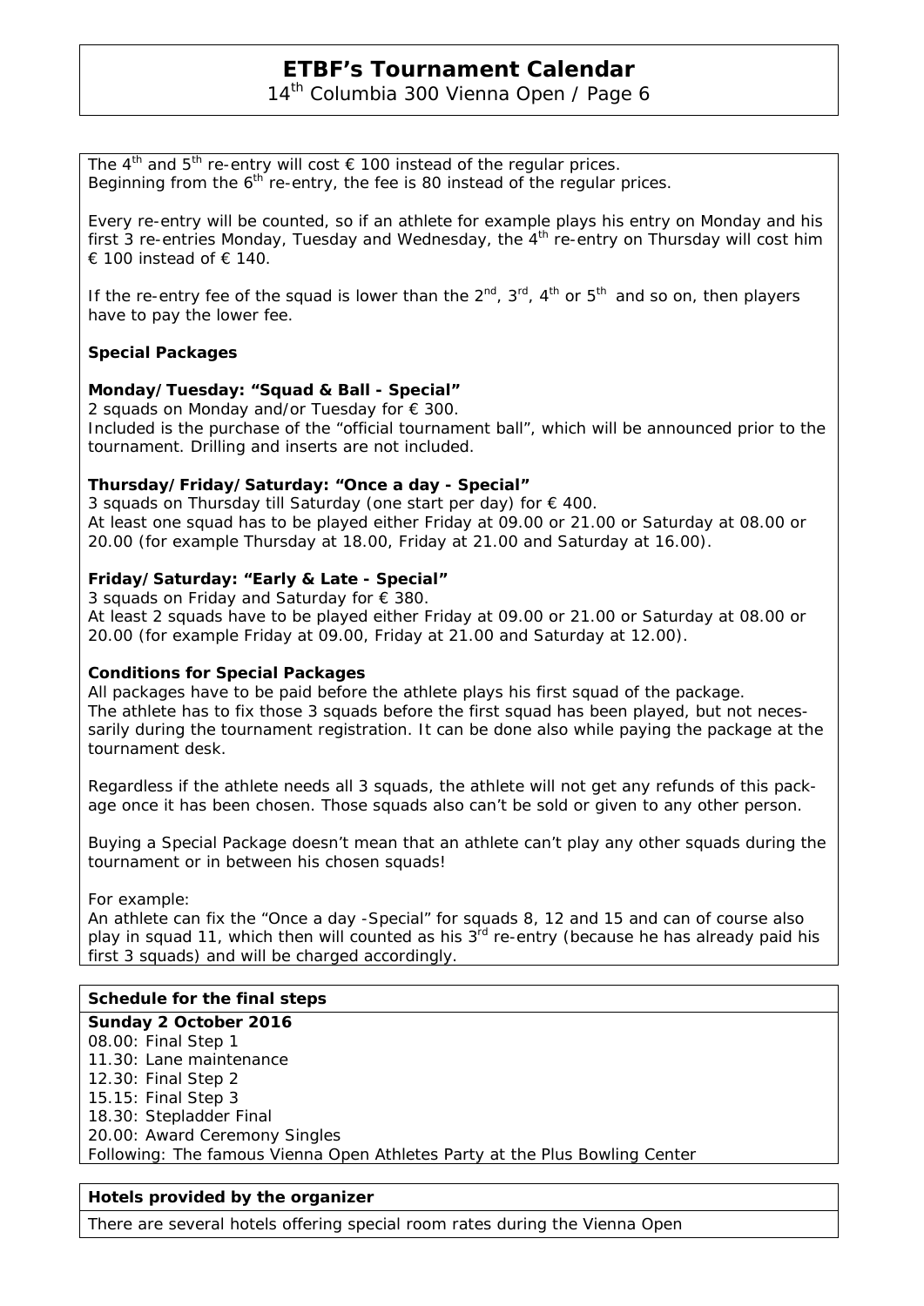The 4th and 5th re-entry will cost € 100 instead of the regular prices.
Beginning from the 6th re-entry, the fee is 80 instead of the regular prices.

Every re-entry will be counted, so if an athlete for example plays his entry on Monday and his first 3 re-entries Monday, Tuesday and Wednesday, the 4th re-entry on Thursday will cost him € 100 instead of € 140.

If the re-entry fee of the squad is lower than the 2nd, 3rd, 4th or 5th and so on, then players have to pay the lower fee.

**Special Packages**

**Monday/Tuesday: "Squad & Ball - Special"**
2 squads on Monday and/or Tuesday for € 300.
Included is the purchase of the "official tournament ball", which will be announced prior to the tournament. Drilling and inserts are not included.

**Thursday/Friday/Saturday: "Once a day - Special"**
3 squads on Thursday till Saturday (one start per day) for € 400.
At least one squad has to be played either Friday at 09.00 or 21.00 or Saturday at 08.00 or 20.00 (for example Thursday at 18.00, Friday at 21.00 and Saturday at 16.00).

**Friday/Saturday: "Early & Late - Special"**
3 squads on Friday and Saturday for € 380.
At least 2 squads have to be played either Friday at 09.00 or 21.00 or Saturday at 08.00 or 20.00 (for example Friday at 09.00, Friday at 21.00 and Saturday at 12.00).

**Conditions for Special Packages**
All packages have to be paid before the athlete plays his first squad of the package.
The athlete has to fix those 3 squads before the first squad has been played, but not necessarily during the tournament registration. It can be done also while paying the package at the tournament desk.

Regardless if the athlete needs all 3 squads, the athlete will not get any refunds of this package once it has been chosen. Those squads also can't be sold or given to any other person.

Buying a Special Package doesn't mean that an athlete can't play any other squads during the tournament or in between his chosen squads!

For example:
An athlete can fix the "Once a day -Special" for squads 8, 12 and 15 and can of course also play in squad 11, which then will counted as his 3rd re-entry (because he has already paid his first 3 squads) and will be charged accordingly.

**Schedule for the final steps**

**Sunday 2 October 2016**
08.00: Final Step 1
11.30: Lane maintenance
12.30: Final Step 2
15.15: Final Step 3
18.30: Stepladder Final
20.00: Award Ceremony Singles
Following: The famous Vienna Open Athletes Party at the Plus Bowling Center

**Hotels provided by the organizer**

There are several hotels offering special room rates during the Vienna Open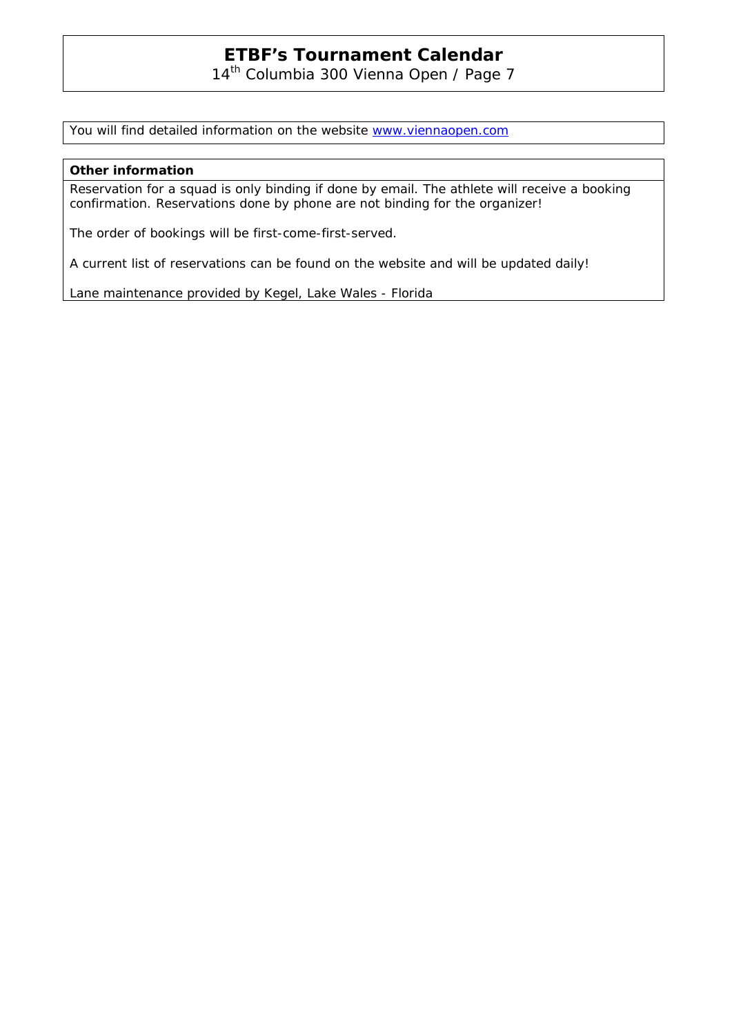You will find detailed information on the website www.viennaopen.com

**Other information**

Reservation for a squad is only binding if done by email. The athlete will receive a booking confirmation. Reservations done by phone are not binding for the organizer!

The order of bookings will be first-come-first-served.

A current list of reservations can be found on the website and will be updated daily!

Lane maintenance provided by Kegel, Lake Wales - Florida